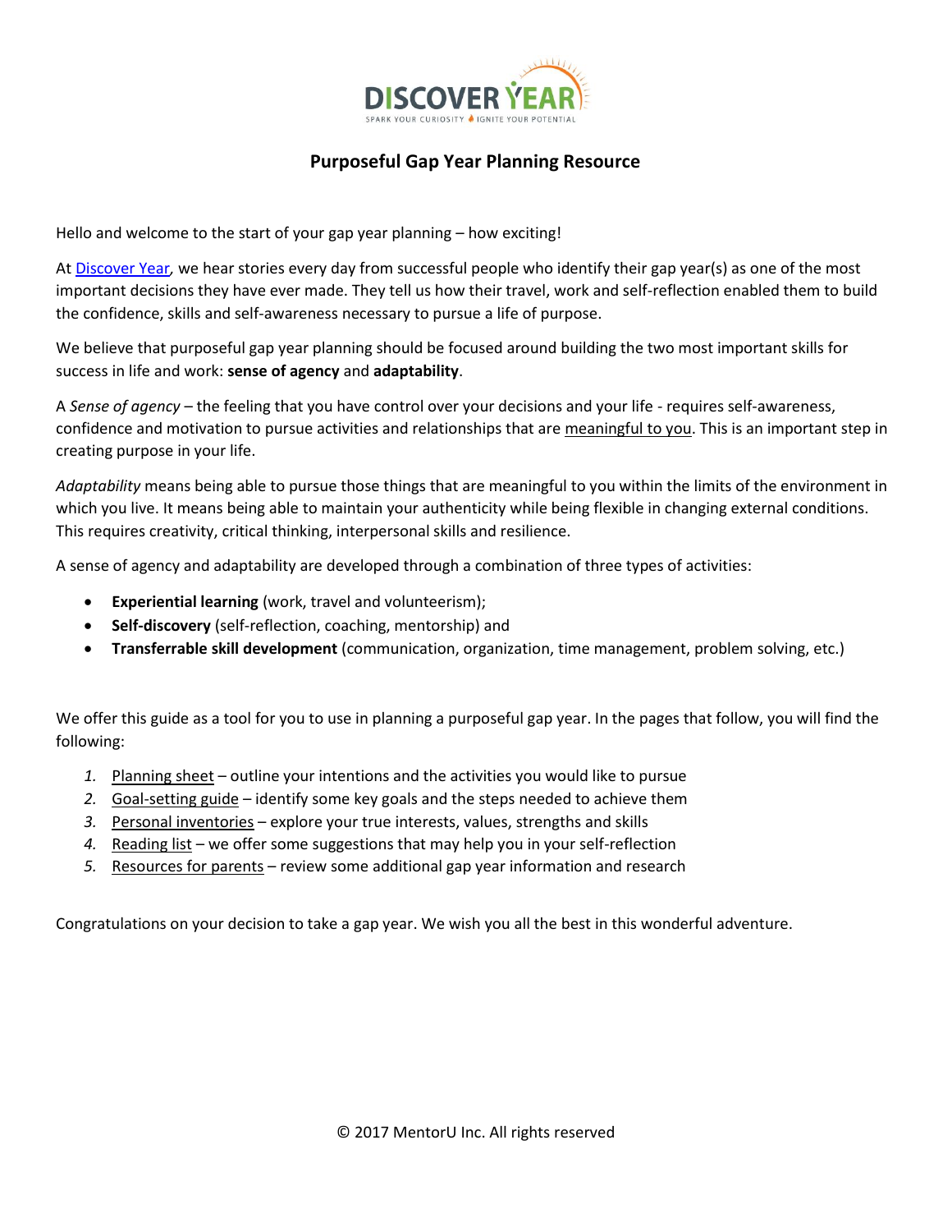DISCOVER YEAR

SPARK YOUR CURIOSITY IGNITE YOUR POTENTIAL

# Purposeful Gap Year Planning Resource

Hello and welcome to the start of your gap year planning – how exciting!

At Discover Year, we hear stories every day from successful people who identify their gap year(s) as one of the most important decisions they have ever made. They tell us how their travel, work and self-reflection enabled them to build the confidence, skills and self-awareness necessary to pursue a life of purpose.

We believe that purposeful gap year planning should be focused around building the two most important skills for success in life and work: **sense of agency** and **adaptability**.

A *Sense of agency* – the feeling that you have control over your decisions and your life - requires self-awareness, confidence and motivation to pursue activities and relationships that are meaningful to you. This is an important step in creating purpose in your life.

*Adaptability* means being able to pursue those things that are meaningful to you within the limits of the environment in which you live. It means being able to maintain your authenticity while being flexible in changing external conditions. This requires creativity, critical thinking, interpersonal skills and resilience.

A sense of agency and adaptability are developed through a combination of three types of activities:

- **Experiential learning** (work, travel and volunteerism);
- **Self-discovery** (self-reflection, coaching, mentorship) and
- **Transferrable skill development** (communication, organization, time management, problem solving, etc.)

We offer this guide as a tool for you to use in planning a purposeful gap year. In the pages that follow, you will find the following:

1. Planning sheet – outline your intentions and the activities you would like to pursue
2. Goal-setting guide – identify some key goals and the steps needed to achieve them
3. Personal inventories – explore your true interests, values, strengths and skills
4. Reading list – we offer some suggestions that may help you in your self-reflection
5. Resources for parents – review some additional gap year information and research

Congratulations on your decision to take a gap year. We wish you all the best in this wonderful adventure.

© 2017 MentorU Inc. All rights reserved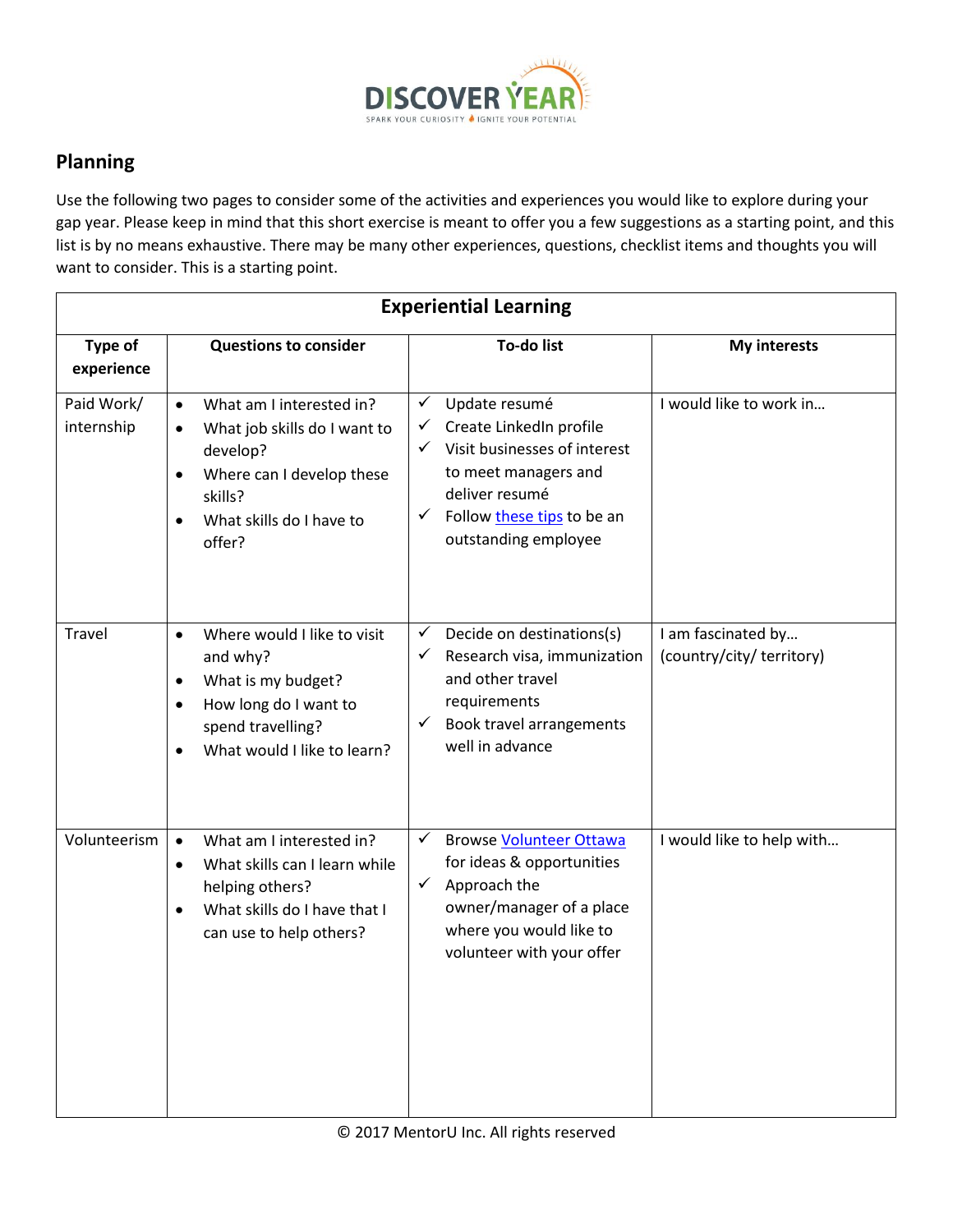DISCOVER YEAR

SPARK YOUR CURIOSITY IGNITE YOUR POTENTIAL

## Planning

Use the following two pages to consider some of the activities and experiences you would like to explore during your gap year. Please keep in mind that this short exercise is meant to offer you a few suggestions as a starting point, and this list is by no means exhaustive. There may be many other experiences, questions, checklist items and thoughts you will want to consider. This is a starting point.

| Experiential Learning | | | |
|---|---|---|---|
| **Type of experience** | **Questions to consider** | **To-do list** | **My interests** |
| Paid Work/ internship | • What am I interested in?<br>• What job skills do I want to develop?<br>• Where can I develop these skills?<br>• What skills do I have to offer? | ✓ Update resumé<br>✓ Create LinkedIn profile<br>✓ Visit businesses of interest to meet managers and deliver resumé<br>✓ Follow these tips to be an outstanding employee | I would like to work in… |
| Travel | • Where would I like to visit and why?<br>• What is my budget?<br>• How long do I want to spend travelling?<br>• What would I like to learn? | ✓ Decide on destinations(s)<br>✓ Research visa, immunization and other travel requirements<br>✓ Book travel arrangements well in advance | I am fascinated by… (country/city/ territory) |
| Volunteerism | • What am I interested in?<br>• What skills can I learn while helping others?<br>• What skills do I have that I can use to help others? | ✓ Browse Volunteer Ottawa for ideas & opportunities<br>✓ Approach the owner/manager of a place where you would like to volunteer with your offer | I would like to help with… |

© 2017 MentorU Inc. All rights reserved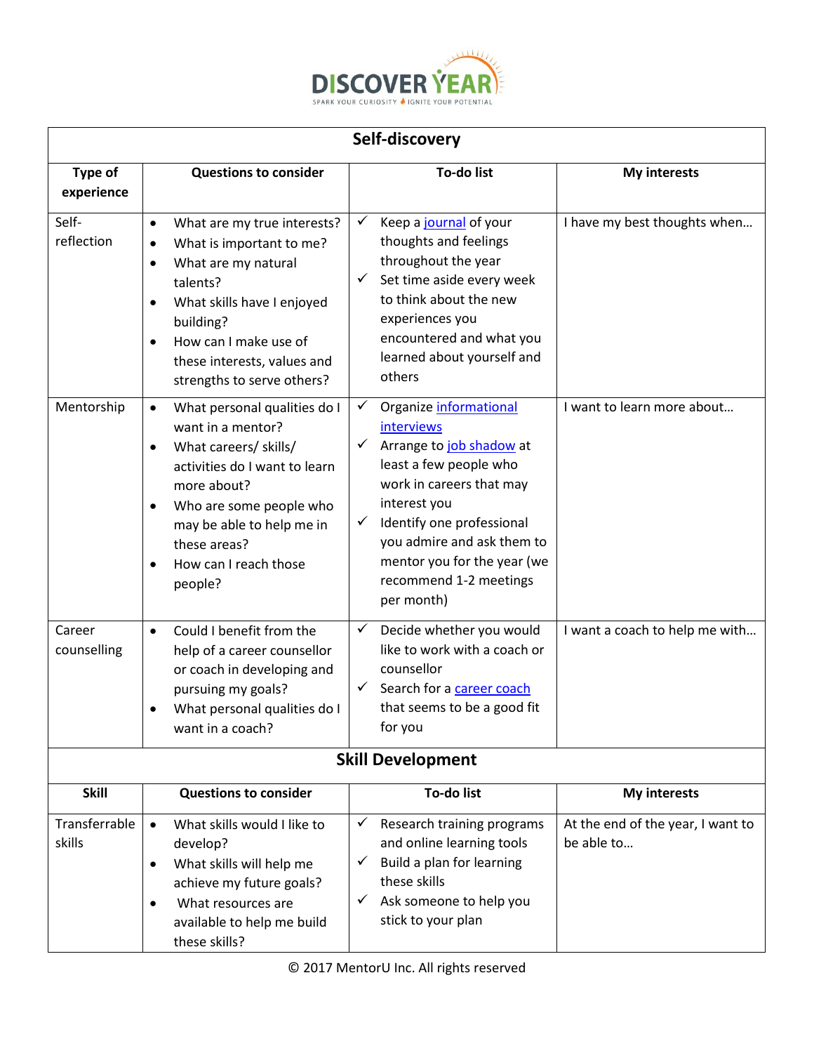DISCOVER YEAR

SPARK YOUR CURIOSITY · IGNITE YOUR POTENTIAL

| Self-discovery | | | |
|---|---|---|---|
| **Type of experience** | **Questions to consider** | **To-do list** | **My interests** |
| Self-reflection | • What are my true interests?<br>• What is important to me?<br>• What are my natural talents?<br>• What skills have I enjoyed building?<br>• How can I make use of these interests, values and strengths to serve others? | ✓ Keep a journal of your thoughts and feelings throughout the year<br>✓ Set time aside every week to think about the new experiences you encountered and what you learned about yourself and others | I have my best thoughts when… |
| Mentorship | • What personal qualities do I want in a mentor?<br>• What careers/ skills/ activities do I want to learn more about?<br>• Who are some people who may be able to help me in these areas?<br>• How can I reach those people? | ✓ Organize informational interviews<br>✓ Arrange to job shadow at least a few people who work in careers that may interest you<br>✓ Identify one professional you admire and ask them to mentor you for the year (we recommend 1-2 meetings per month) | I want to learn more about… |
| Career counselling | • Could I benefit from the help of a career counsellor or coach in developing and pursuing my goals?<br>• What personal qualities do I want in a coach? | ✓ Decide whether you would like to work with a coach or counsellor<br>✓ Search for a career coach that seems to be a good fit for you | I want a coach to help me with… |
| **Skill Development** | | | |
| **Skill** | **Questions to consider** | **To-do list** | **My interests** |
| Transferrable skills | • What skills would I like to develop?<br>• What skills will help me achieve my future goals?<br>• What resources are available to help me build these skills? | ✓ Research training programs and online learning tools<br>✓ Build a plan for learning these skills<br>✓ Ask someone to help you stick to your plan | At the end of the year, I want to be able to… |

© 2017 MentorU Inc. All rights reserved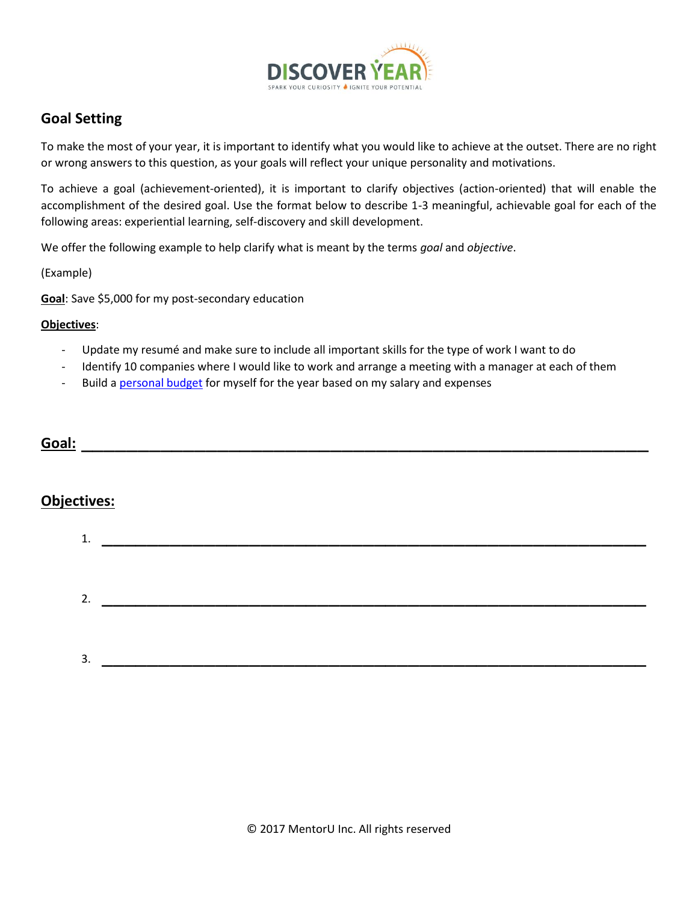## Goal Setting

To make the most of your year, it is important to identify what you would like to achieve at the outset. There are no right or wrong answers to this question, as your goals will reflect your unique personality and motivations.

To achieve a goal (achievement-oriented), it is important to clarify objectives (action-oriented) that will enable the accomplishment of the desired goal. Use the format below to describe 1-3 meaningful, achievable goal for each of the following areas: experiential learning, self-discovery and skill development.

We offer the following example to help clarify what is meant by the terms *goal* and *objective*.

(Example)

**Goal**: Save $5,000 for my post-secondary education

**Objectives**:

- Update my resumé and make sure to include all important skills for the type of work I want to do
- Identify 10 companies where I would like to work and arrange a meeting with a manager at each of them
- Build a personal budget for myself for the year based on my salary and expenses

**Goal:** ____________________________________________________________

**Objectives:**

1. ____________________________________________________________

2. ____________________________________________________________

3. ____________________________________________________________

© 2017 MentorU Inc. All rights reserved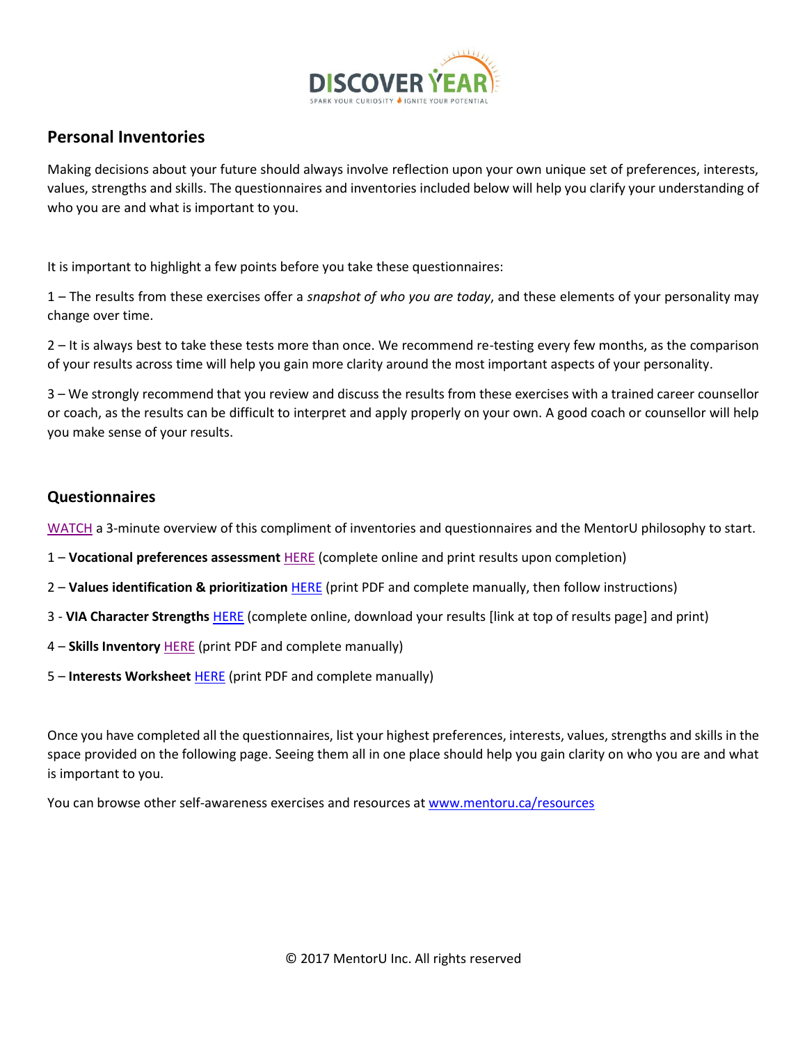## Personal Inventories

Making decisions about your future should always involve reflection upon your own unique set of preferences, interests, values, strengths and skills. The questionnaires and inventories included below will help you clarify your understanding of who you are and what is important to you.

It is important to highlight a few points before you take these questionnaires:

1 – The results from these exercises offer a *snapshot of who you are today*, and these elements of your personality may change over time.

2 – It is always best to take these tests more than once. We recommend re-testing every few months, as the comparison of your results across time will help you gain more clarity around the most important aspects of your personality.

3 – We strongly recommend that you review and discuss the results from these exercises with a trained career counsellor or coach, as the results can be difficult to interpret and apply properly on your own. A good coach or counsellor will help you make sense of your results.

## Questionnaires

WATCH a 3-minute overview of this compliment of inventories and questionnaires and the MentorU philosophy to start.

1 – **Vocational preferences assessment** HERE (complete online and print results upon completion)

2 – **Values identification & prioritization** HERE (print PDF and complete manually, then follow instructions)

3 - **VIA Character Strengths** HERE (complete online, download your results [link at top of results page] and print)

4 – **Skills Inventory** HERE (print PDF and complete manually)

5 – **Interests Worksheet** HERE (print PDF and complete manually)

Once you have completed all the questionnaires, list your highest preferences, interests, values, strengths and skills in the space provided on the following page. Seeing them all in one place should help you gain clarity on who you are and what is important to you.

You can browse other self-awareness exercises and resources at www.mentoru.ca/resources

© 2017 MentorU Inc. All rights reserved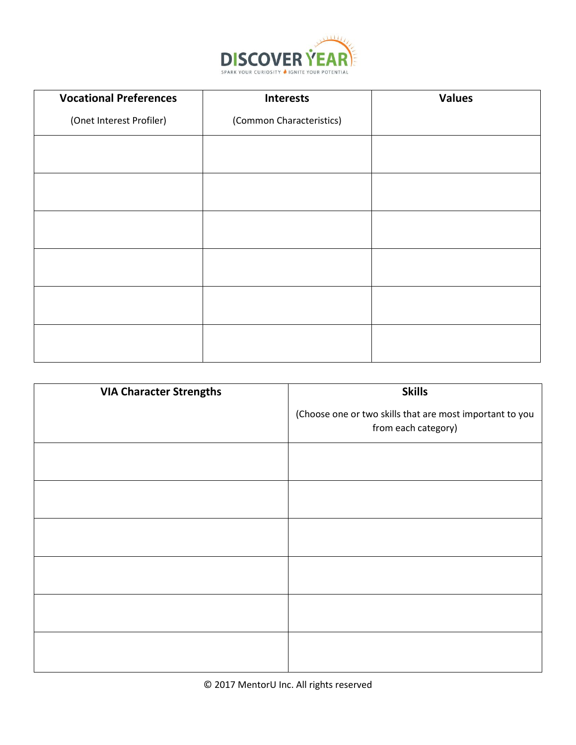DISCOVER YEAR

SPARK YOUR CURIOSITY IGNITE YOUR POTENTIAL

| **Vocational Preferences** (Onet Interest Profiler) | **Interests** (Common Characteristics) | **Values** |
|---|---|---|
| | | |
| | | |
| | | |
| | | |
| | | |
| | | |

| **VIA Character Strengths** | **Skills** (Choose one or two skills that are most important to you from each category) |
|---|---|
| | |
| | |
| | |
| | |
| | |
| | |

© 2017 MentorU Inc. All rights reserved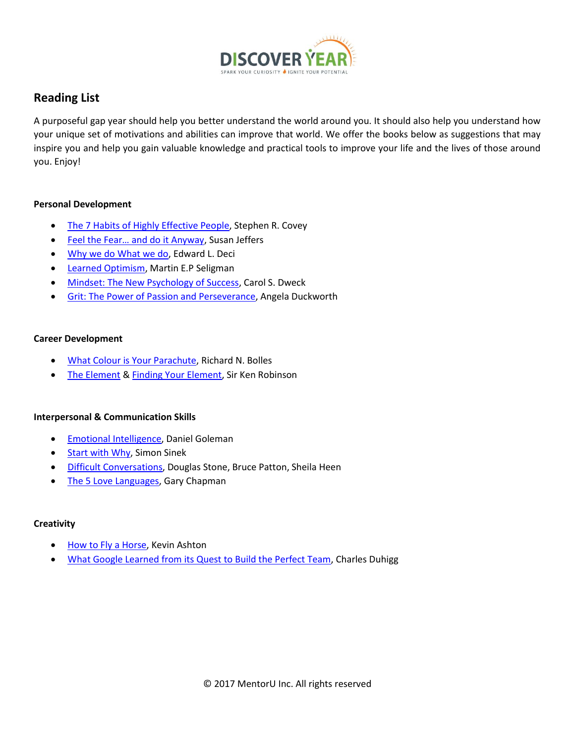DISCOVER YEAR

SPARK YOUR CURIOSITY IGNITE YOUR POTENTIAL

## Reading List

A purposeful gap year should help you better understand the world around you. It should also help you understand how your unique set of motivations and abilities can improve that world. We offer the books below as suggestions that may inspire you and help you gain valuable knowledge and practical tools to improve your life and the lives of those around you. Enjoy!

**Personal Development**

- The 7 Habits of Highly Effective People, Stephen R. Covey
- Feel the Fear… and do it Anyway, Susan Jeffers
- Why we do What we do, Edward L. Deci
- Learned Optimism, Martin E.P Seligman
- Mindset: The New Psychology of Success, Carol S. Dweck
- Grit: The Power of Passion and Perseverance, Angela Duckworth

**Career Development**

- What Colour is Your Parachute, Richard N. Bolles
- The Element & Finding Your Element, Sir Ken Robinson

**Interpersonal & Communication Skills**

- Emotional Intelligence, Daniel Goleman
- Start with Why, Simon Sinek
- Difficult Conversations, Douglas Stone, Bruce Patton, Sheila Heen
- The 5 Love Languages, Gary Chapman

**Creativity**

- How to Fly a Horse, Kevin Ashton
- What Google Learned from its Quest to Build the Perfect Team, Charles Duhigg

© 2017 MentorU Inc. All rights reserved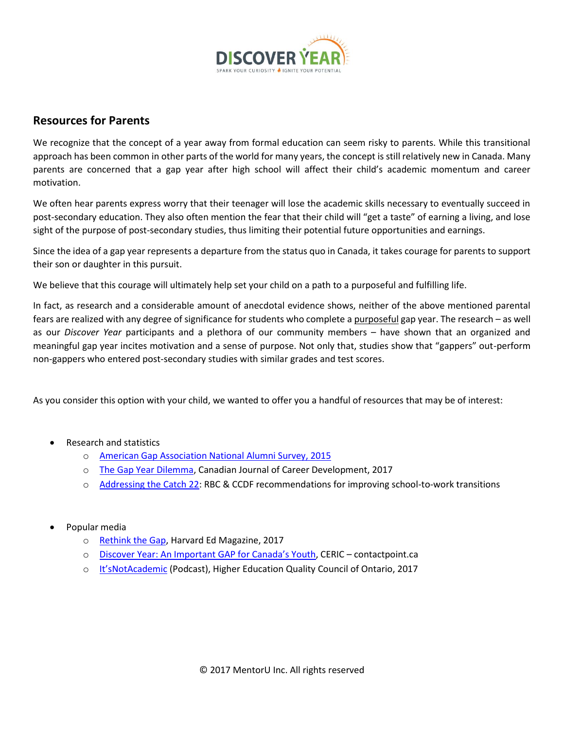## Resources for Parents

We recognize that the concept of a year away from formal education can seem risky to parents. While this transitional approach has been common in other parts of the world for many years, the concept is still relatively new in Canada. Many parents are concerned that a gap year after high school will affect their child's academic momentum and career motivation.

We often hear parents express worry that their teenager will lose the academic skills necessary to eventually succeed in post-secondary education. They also often mention the fear that their child will "get a taste" of earning a living, and lose sight of the purpose of post-secondary studies, thus limiting their potential future opportunities and earnings.

Since the idea of a gap year represents a departure from the status quo in Canada, it takes courage for parents to support their son or daughter in this pursuit.

We believe that this courage will ultimately help set your child on a path to a purposeful and fulfilling life.

In fact, as research and a considerable amount of anecdotal evidence shows, neither of the above mentioned parental fears are realized with any degree of significance for students who complete a purposeful gap year. The research – as well as our *Discover Year* participants and a plethora of our community members – have shown that an organized and meaningful gap year incites motivation and a sense of purpose. Not only that, studies show that "gappers" out-perform non-gappers who entered post-secondary studies with similar grades and test scores.

As you consider this option with your child, we wanted to offer you a handful of resources that may be of interest:

- Research and statistics
  - American Gap Association National Alumni Survey, 2015
  - The Gap Year Dilemma, Canadian Journal of Career Development, 2017
  - Addressing the Catch 22: RBC & CCDF recommendations for improving school-to-work transitions

- Popular media
  - Rethink the Gap, Harvard Ed Magazine, 2017
  - Discover Year: An Important GAP for Canada's Youth, CERIC – contactpoint.ca
  - It'sNotAcademic (Podcast), Higher Education Quality Council of Ontario, 2017

© 2017 MentorU Inc. All rights reserved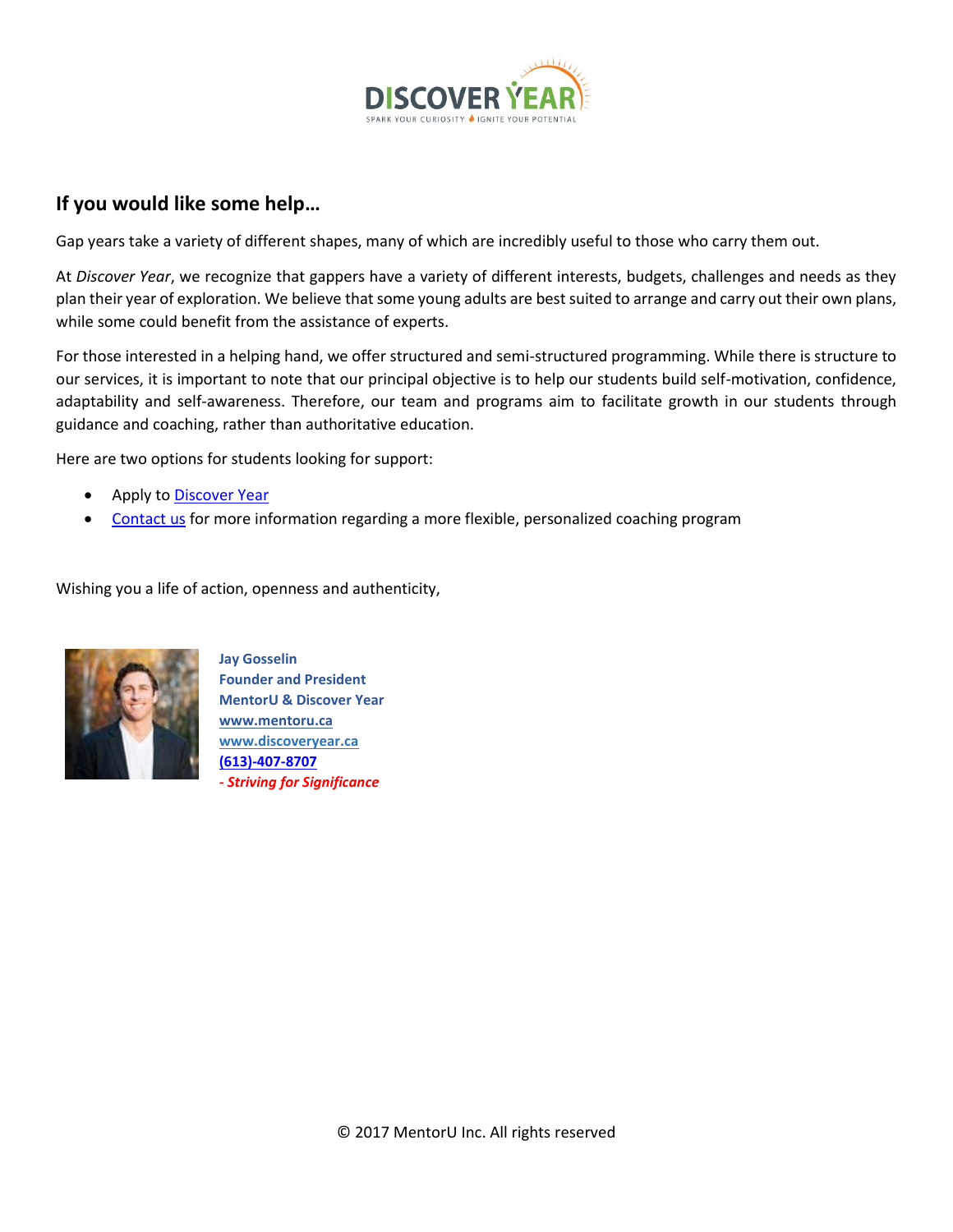DISCOVER YEAR

SPARK YOUR CURIOSITY IGNITE YOUR POTENTIAL

## If you would like some help…

Gap years take a variety of different shapes, many of which are incredibly useful to those who carry them out.

At *Discover Year*, we recognize that gappers have a variety of different interests, budgets, challenges and needs as they plan their year of exploration. We believe that some young adults are best suited to arrange and carry out their own plans, while some could benefit from the assistance of experts.

For those interested in a helping hand, we offer structured and semi-structured programming. While there is structure to our services, it is important to note that our principal objective is to help our students build self-motivation, confidence, adaptability and self-awareness. Therefore, our team and programs aim to facilitate growth in our students through guidance and coaching, rather than authoritative education.

Here are two options for students looking for support:

- Apply to Discover Year
- Contact us for more information regarding a more flexible, personalized coaching program

Wishing you a life of action, openness and authenticity,

**Jay Gosselin**
**Founder and President**
**MentorU & Discover Year**
**www.mentoru.ca**
**www.discoveryear.ca**
**(613)-407-8707**
***- Striving for Significance***

© 2017 MentorU Inc. All rights reserved